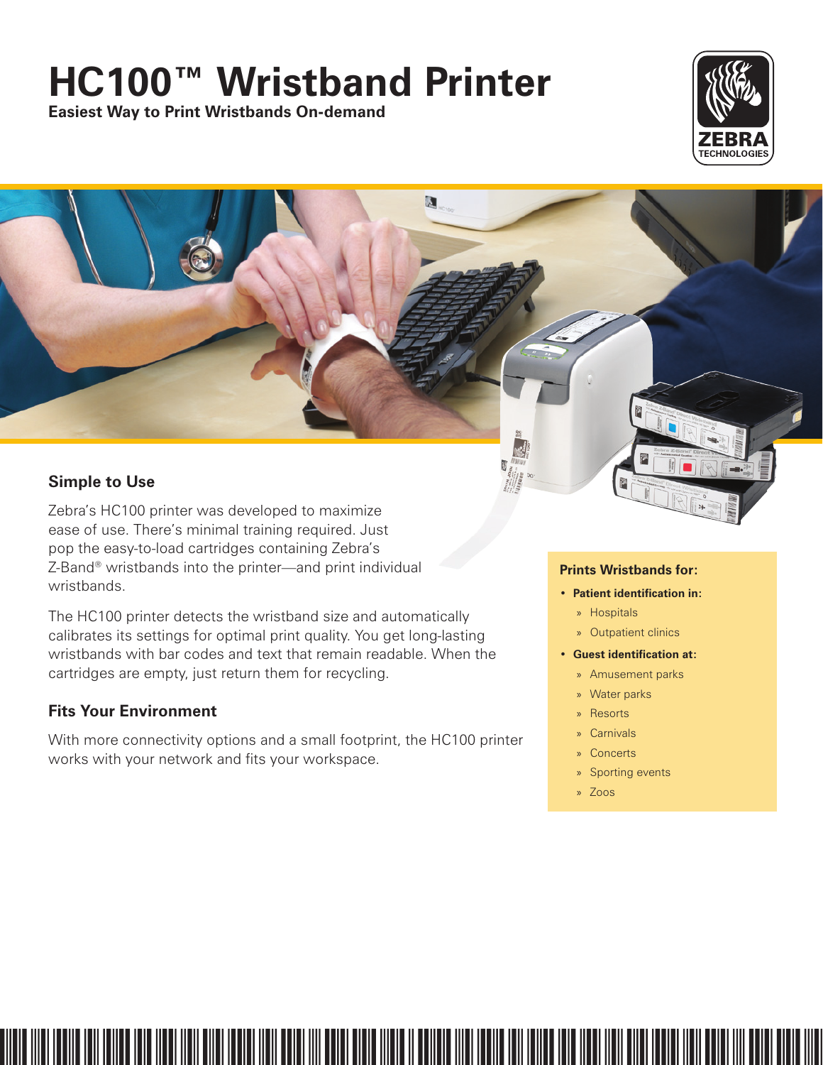# HC100™ Wristband Printer

**Easiest Way to Print Wristbands On-demand**

## Simple to Use

Zebra's HC100 printer was developed to maximize ease of use. There's minimal training required. Just pop the easy-to-load cartridges containing Zebra's Z-Band® wristbands into the printer—and print individual wristbands.

The HC100 printer detects the wristband size and automatically calibrates its settings for optimal print quality. You get long-lasting wristbands with bar codes and text that remain readable. When the cartridges are empty, just return them for recycling.

## Fits Your Environment

With more connectivity options and a small footprint, the HC100 printer works with your network and fits your workspace.

### Prints Wristbands for:

- **Patient identification in:**
  - Hospitals
  - Outpatient clinics
- **Guest identification at:**
  - Amusement parks
  - Water parks
  - Resorts
  - Carnivals
  - Concerts
  - Sporting events
  - Zoos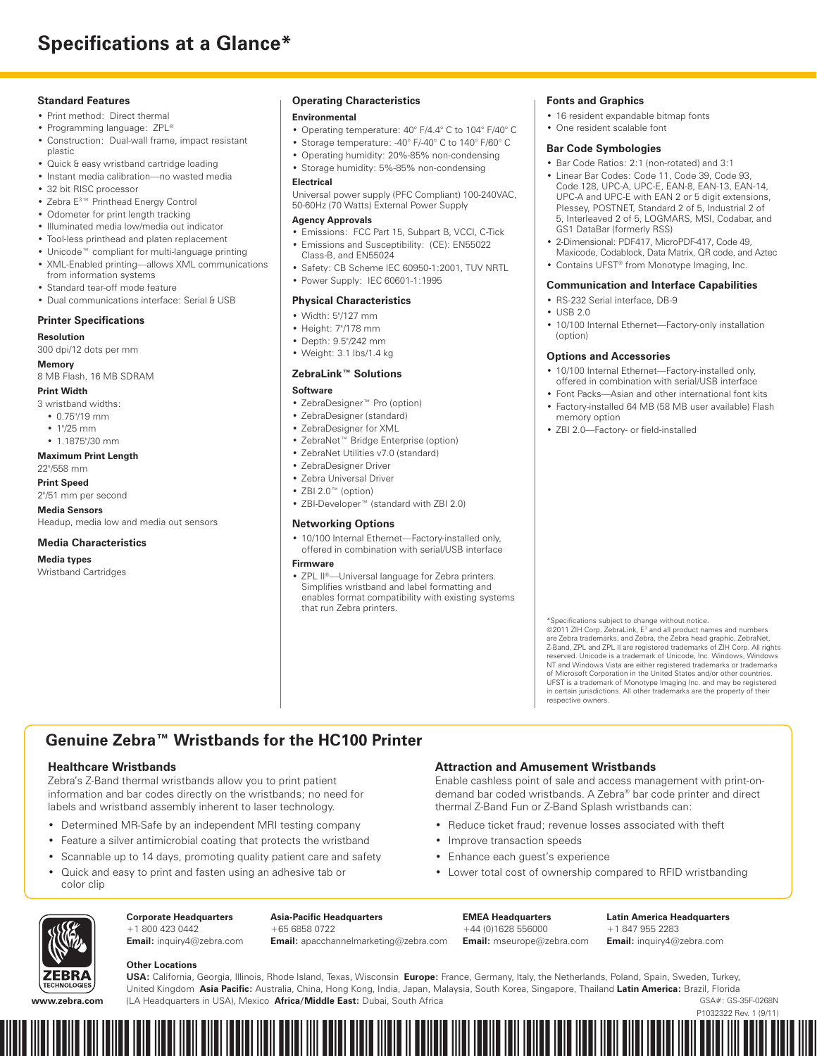# Specifications at a Glance*

## Standard Features

- Print method: Direct thermal
- Programming language: ZPL®
- Construction: Dual-wall frame, impact resistant plastic
- Quick & easy wristband cartridge loading
- Instant media calibration—no wasted media
- 32 bit RISC processor
- Zebra E³™ Printhead Energy Control
- Odometer for print length tracking
- Illuminated media low/media out indicator
- Tool-less printhead and platen replacement
- Unicode™ compliant for multi-language printing
- XML-Enabled printing—allows XML communications from information systems
- Standard tear-off mode feature
- Dual communications interface: Serial & USB

## Printer Specifications

**Resolution**

300 dpi/12 dots per mm

**Memory**

8 MB Flash, 16 MB SDRAM

**Print Width**

3 wristband widths:

- 0.75"/19 mm
- 1"/25 mm
- 1.1875"/30 mm

**Maximum Print Length**

22"/558 mm

**Print Speed**

2"/51 mm per second

**Media Sensors**

Headup, media low and media out sensors

## Media Characteristics

**Media types**

Wristband Cartridges

## Operating Characteristics

**Environmental**

- Operating temperature: 40° F/4.4° C to 104° F/40° C
- Storage temperature: -40° F/-40° C to 140° F/60° C
- Operating humidity: 20%-85% non-condensing
- Storage humidity: 5%-85% non-condensing

**Electrical**

Universal power supply (PFC Compliant) 100-240VAC, 50-60Hz (70 Watts) External Power Supply

**Agency Approvals**

- Emissions: FCC Part 15, Subpart B, VCCI, C-Tick
- Emissions and Susceptibility: (CE): EN55022 Class-B, and EN55024
- Safety: CB Scheme IEC 60950-1:2001, TUV NRTL
- Power Supply: IEC 60601-1:1995

## Physical Characteristics

- Width: 5"/127 mm
- Height: 7"/178 mm
- Depth: 9.5"/242 mm
- Weight: 3.1 lbs/1.4 kg

## ZebraLink™ Solutions

**Software**

- ZebraDesigner™ Pro (option)
- ZebraDesigner (standard)
- ZebraDesigner for XML
- ZebraNet™ Bridge Enterprise (option)
- ZebraNet Utilities v7.0 (standard)
- ZebraDesigner Driver
- Zebra Universal Driver
- ZBI 2.0™ (option)
- ZBI-Developer™ (standard with ZBI 2.0)

## Networking Options

- 10/100 Internal Ethernet—Factory-installed only, offered in combination with serial/USB interface

**Firmware**

- ZPL II®—Universal language for Zebra printers. Simplifies wristband and label formatting and enables format compatibility with existing systems that run Zebra printers.

## Fonts and Graphics

- 16 resident expandable bitmap fonts
- One resident scalable font

## Bar Code Symbologies

- Bar Code Ratios: 2:1 (non-rotated) and 3:1
- Linear Bar Codes: Code 11, Code 39, Code 93, Code 128, UPC-A, UPC-E, EAN-8, EAN-13, EAN-14, UPC-A and UPC-E with EAN 2 or 5 digit extensions, Plessey, POSTNET, Standard 2 of 5, Industrial 2 of 5, Interleaved 2 of 5, LOGMARS, MSI, Codabar, and GS1 DataBar (formerly RSS)
- 2-Dimensional: PDF417, MicroPDF-417, Code 49, Maxicode, Codablock, Data Matrix, QR code, and Aztec
- Contains UFST® from Monotype Imaging, Inc.

## Communication and Interface Capabilities

- RS-232 Serial interface, DB-9
- USB 2.0
- 10/100 Internal Ethernet—Factory-only installation (option)

## Options and Accessories

- 10/100 Internal Ethernet—Factory-installed only, offered in combination with serial/USB interface
- Font Packs—Asian and other international font kits
- Factory-installed 64 MB (58 MB user available) Flash memory option
- ZBI 2.0—Factory- or field-installed

*Specifications subject to change without notice.
©2011 ZIH Corp. ZebraLink, E³ and all product names and numbers are Zebra trademarks, and Zebra, the Zebra head graphic, ZebraNet, Z-Band, ZPL and ZPL II are registered trademarks of ZIH Corp. All rights reserved. Unicode is a trademark of Unicode, Inc. Windows, Windows NT and Windows Vista are either registered trademarks or trademarks of Microsoft Corporation in the United States and/or other countries. UFST is a trademark of Monotype Imaging Inc. and may be registered in certain jurisdictions. All other trademarks are the property of their respective owners.

# Genuine Zebra™ Wristbands for the HC100 Printer

## Healthcare Wristbands

Zebra's Z-Band thermal wristbands allow you to print patient information and bar codes directly on the wristbands; no need for labels and wristband assembly inherent to laser technology.

- Determined MR-Safe by an independent MRI testing company
- Feature a silver antimicrobial coating that protects the wristband
- Scannable up to 14 days, promoting quality patient care and safety
- Quick and easy to print and fasten using an adhesive tab or color clip

## Attraction and Amusement Wristbands

Enable cashless point of sale and access management with print-on-demand bar coded wristbands. A Zebra® bar code printer and direct thermal Z-Band Fun or Z-Band Splash wristbands can:

- Reduce ticket fraud; revenue losses associated with theft
- Improve transaction speeds
- Enhance each guest's experience
- Lower total cost of ownership compared to RFID wristbanding

**Corporate Headquarters**
+1 800 423 0442
**Email:** inquiry4@zebra.com

**Asia-Pacific Headquarters**
+65 6858 0722
**Email:** apacchannelmarketing@zebra.com

**EMEA Headquarters**
+44 (0)1628 556000
**Email:** mseurope@zebra.com

**Latin America Headquarters**
+1 847 955 2283
**Email:** inquiry4@zebra.com

**Other Locations**

**USA:** California, Georgia, Illinois, Rhode Island, Texas, Wisconsin **Europe:** France, Germany, Italy, the Netherlands, Poland, Spain, Sweden, Turkey, United Kingdom **Asia Pacific:** Australia, China, Hong Kong, India, Japan, Malaysia, South Korea, Singapore, Thailand **Latin America:** Brazil, Florida (LA Headquarters in USA), Mexico **Africa/Middle East:** Dubai, South Africa

www.zebra.com

GSA#: GS-35F-0268N

P1032322 Rev. 1 (9/11)